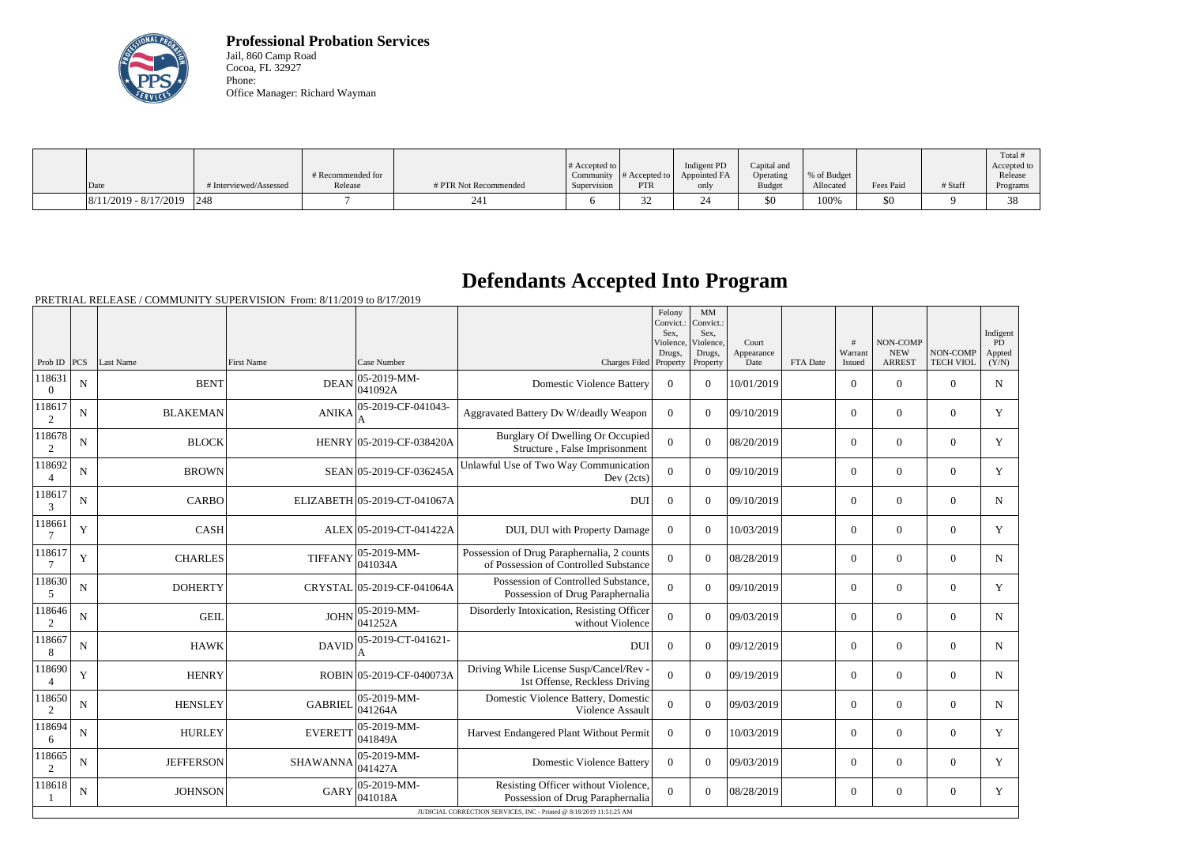**Professional Probation Services**
Jail, 860 Camp Road
Cocoa, FL 32927
Phone:
Office Manager: Richard Wayman

| Date | # Interviewed/Assessed | # Recommended for Release | # PTR Not Recommended | # Accepted to Community Supervision | # Accepted to PTR | Indigent PD Appointed FA only | Capital and Operating Budget | % of Budget Allocated | Fees Paid | # Staff | Total # Accepted to Release Programs |
|---|---|---|---|---|---|---|---|---|---|---|---|
| 8/11/2019 - 8/17/2019 | 248 | 7 | 241 | 6 | 32 | 24 | $0 | 100% | $0 | 9 | 38 |

# Defendants Accepted Into Program

PRETRIAL RELEASE / COMMUNITY SUPERVISION From: 8/11/2019 to 8/17/2019

| Prob ID | PCS | Last Name | First Name | Case Number | Charges Filed | Felony Convict.: Sex, Violence, Drugs, Property | MM Convict.: Sex, Violence, Drugs, Property | Court Appearance Date | FTA Date | # Warrant Issued | NON-COMP NEW ARREST | NON-COMP TECH VIOL | Indigent PD Appted (Y/N) |
|---|---|---|---|---|---|---|---|---|---|---|---|---|---|
| 1186310 | N | BENT | DEAN | 05-2019-MM-041092A | Domestic Violence Battery | 0 | 0 | 10/01/2019 | | 0 | 0 | 0 | N |
| 1186172 | N | BLAKEMAN | ANIKA | 05-2019-CF-041043-A | Aggravated Battery Dv W/deadly Weapon | 0 | 0 | 09/10/2019 | | 0 | 0 | 0 | Y |
| 1186782 | N | BLOCK | HENRY | 05-2019-CF-038420A | Burglary Of Dwelling Or Occupied Structure , False Imprisonment | 0 | 0 | 08/20/2019 | | 0 | 0 | 0 | Y |
| 1186924 | N | BROWN | SEAN | 05-2019-CF-036245A | Unlawful Use of Two Way Communication Dev (2cts) | 0 | 0 | 09/10/2019 | | 0 | 0 | 0 | Y |
| 1186173 | N | CARBO | ELIZABETH | 05-2019-CT-041067A | DUI | 0 | 0 | 09/10/2019 | | 0 | 0 | 0 | N |
| 1186617 | Y | CASH | ALEX | 05-2019-CT-041422A | DUI, DUI with Property Damage | 0 | 0 | 10/03/2019 | | 0 | 0 | 0 | Y |
| 1186177 | Y | CHARLES | TIFFANY | 05-2019-MM-041034A | Possession of Drug Paraphernalia, 2 counts of Possession of Controlled Substance | 0 | 0 | 08/28/2019 | | 0 | 0 | 0 | N |
| 1186305 | N | DOHERTY | CRYSTAL | 05-2019-CF-041064A | Possession of Controlled Substance, Possession of Drug Paraphernalia | 0 | 0 | 09/10/2019 | | 0 | 0 | 0 | Y |
| 1186462 | N | GEIL | JOHN | 05-2019-MM-041252A | Disorderly Intoxication, Resisting Officer without Violence | 0 | 0 | 09/03/2019 | | 0 | 0 | 0 | N |
| 1186678 | N | HAWK | DAVID | 05-2019-CT-041621-A | DUI | 0 | 0 | 09/12/2019 | | 0 | 0 | 0 | N |
| 1186904 | Y | HENRY | ROBIN | 05-2019-CF-040073A | Driving While License Susp/Cancel/Rev - 1st Offense, Reckless Driving | 0 | 0 | 09/19/2019 | | 0 | 0 | 0 | N |
| 1186502 | N | HENSLEY | GABRIEL | 05-2019-MM-041264A | Domestic Violence Battery, Domestic Violence Assault | 0 | 0 | 09/03/2019 | | 0 | 0 | 0 | N |
| 1186946 | N | HURLEY | EVERETT | 05-2019-MM-041849A | Harvest Endangered Plant Without Permit | 0 | 0 | 10/03/2019 | | 0 | 0 | 0 | Y |
| 1186652 | N | JEFFERSON | SHAWANNA | 05-2019-MM-041427A | Domestic Violence Battery | 0 | 0 | 09/03/2019 | | 0 | 0 | 0 | Y |
| 1186181 | N | JOHNSON | GARY | 05-2019-MM-041018A | Resisting Officer without Violence, Possession of Drug Paraphernalia | 0 | 0 | 08/28/2019 | | 0 | 0 | 0 | Y |

JUDICIAL CORRECTION SERVICES, INC - Printed @ 8/18/2019 11:51:25 AM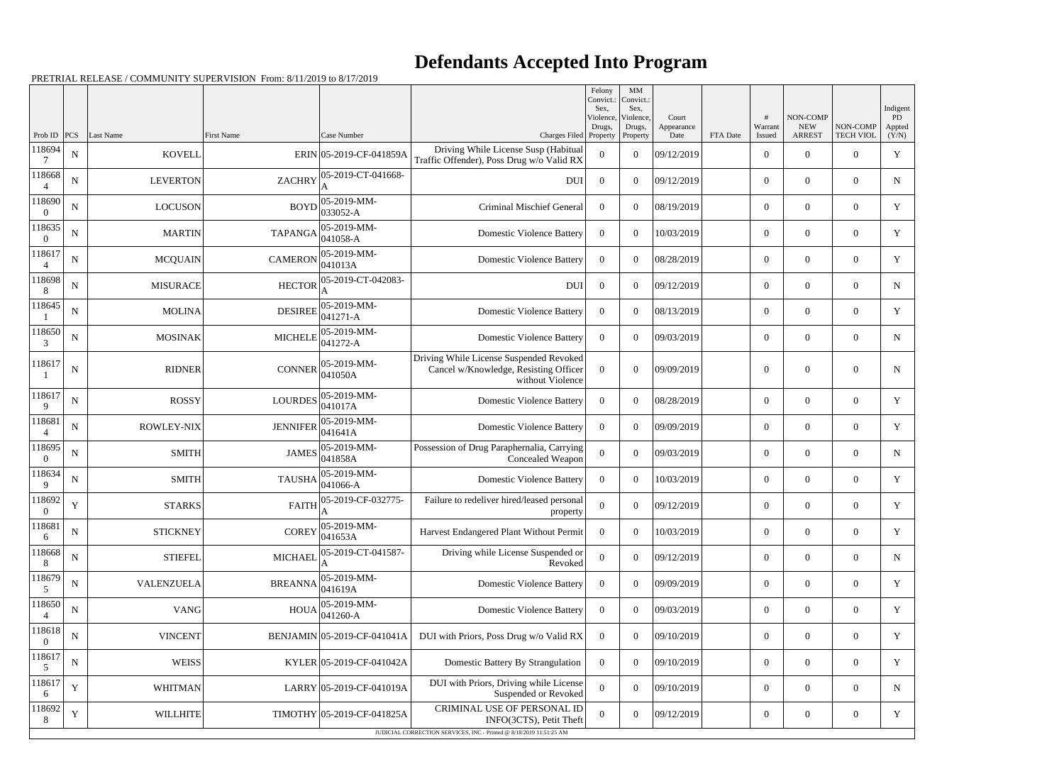# Defendants Accepted Into Program

PRETRIAL RELEASE / COMMUNITY SUPERVISION From: 8/11/2019 to 8/17/2019

| Prob ID | PCS | Last Name | First Name | Case Number | Charges Filed | Felony Convict.: Sex, Violence, Drugs, Property | MM Convict.: Sex, Violence, Drugs, Property | Court Appearance Date | FTA Date | # Warrant Issued | NON-COMP NEW ARREST | NON-COMP TECH VIOL | Indigent PD Appted (Y/N) |
|---|---|---|---|---|---|---|---|---|---|---|---|---|---|
| 1186947 | N | KOVELL | ERIN | 05-2019-CF-041859A | Driving While License Susp (Habitual Traffic Offender), Poss Drug w/o Valid RX | 0 | 0 | 09/12/2019 | | 0 | 0 | 0 | Y |
| 1186684 | N | LEVERTON | ZACHRY | 05-2019-CT-041668-A | DUI | 0 | 0 | 09/12/2019 | | 0 | 0 | 0 | N |
| 1186900 | N | LOCUSON | BOYD | 05-2019-MM-033052-A | Criminal Mischief General | 0 | 0 | 08/19/2019 | | 0 | 0 | 0 | Y |
| 1186350 | N | MARTIN | TAPANGA | 05-2019-MM-041058-A | Domestic Violence Battery | 0 | 0 | 10/03/2019 | | 0 | 0 | 0 | Y |
| 1186174 | N | MCQUAIN | CAMERON | 05-2019-MM-041013A | Domestic Violence Battery | 0 | 0 | 08/28/2019 | | 0 | 0 | 0 | Y |
| 1186988 | N | MISURACE | HECTOR | 05-2019-CT-042083-A | DUI | 0 | 0 | 09/12/2019 | | 0 | 0 | 0 | N |
| 1186451 | N | MOLINA | DESIREE | 05-2019-MM-041271-A | Domestic Violence Battery | 0 | 0 | 08/13/2019 | | 0 | 0 | 0 | Y |
| 1186503 | N | MOSINAK | MICHELE | 05-2019-MM-041272-A | Domestic Violence Battery | 0 | 0 | 09/03/2019 | | 0 | 0 | 0 | N |
| 1186171 | N | RIDNER | CONNER | 05-2019-MM-041050A | Driving While License Suspended Revoked Cancel w/Knowledge, Resisting Officer without Violence | 0 | 0 | 09/09/2019 | | 0 | 0 | 0 | N |
| 1186179 | N | ROSSY | LOURDES | 05-2019-MM-041017A | Domestic Violence Battery | 0 | 0 | 08/28/2019 | | 0 | 0 | 0 | Y |
| 1186814 | N | ROWLEY-NIX | JENNIFER | 05-2019-MM-041641A | Domestic Violence Battery | 0 | 0 | 09/09/2019 | | 0 | 0 | 0 | Y |
| 1186950 | N | SMITH | JAMES | 05-2019-MM-041858A | Possession of Drug Paraphernalia, Carrying Concealed Weapon | 0 | 0 | 09/03/2019 | | 0 | 0 | 0 | N |
| 1186349 | N | SMITH | TAUSHA | 05-2019-MM-041066-A | Domestic Violence Battery | 0 | 0 | 10/03/2019 | | 0 | 0 | 0 | Y |
| 1186920 | Y | STARKS | FAITH | 05-2019-CF-032775-A | Failure to redeliver hired/leased personal property | 0 | 0 | 09/12/2019 | | 0 | 0 | 0 | Y |
| 1186816 | N | STICKNEY | COREY | 05-2019-MM-041653A | Harvest Endangered Plant Without Permit | 0 | 0 | 10/03/2019 | | 0 | 0 | 0 | Y |
| 1186688 | N | STIEFEL | MICHAEL | 05-2019-CT-041587-A | Driving while License Suspended or Revoked | 0 | 0 | 09/12/2019 | | 0 | 0 | 0 | N |
| 1186795 | N | VALENZUELA | BREANNA | 05-2019-MM-041619A | Domestic Violence Battery | 0 | 0 | 09/09/2019 | | 0 | 0 | 0 | Y |
| 1186504 | N | VANG | HOUA | 05-2019-MM-041260-A | Domestic Violence Battery | 0 | 0 | 09/03/2019 | | 0 | 0 | 0 | Y |
| 1186180 | N | VINCENT | BENJAMIN | 05-2019-CF-041041A | DUI with Priors, Poss Drug w/o Valid RX | 0 | 0 | 09/10/2019 | | 0 | 0 | 0 | Y |
| 1186175 | N | WEISS | KYLER | 05-2019-CF-041042A | Domestic Battery By Strangulation | 0 | 0 | 09/10/2019 | | 0 | 0 | 0 | Y |
| 1186176 | Y | WHITMAN | LARRY | 05-2019-CF-041019A | DUI with Priors, Driving while License Suspended or Revoked | 0 | 0 | 09/10/2019 | | 0 | 0 | 0 | N |
| 1186928 | Y | WILLHITE | TIMOTHY | 05-2019-CF-041825A | CRIMINAL USE OF PERSONAL ID INFO(3CTS), Petit Theft | 0 | 0 | 09/12/2019 | | 0 | 0 | 0 | Y |

JUDICIAL CORRECTION SERVICES, INC - Printed @ 8/18/2019 11:51:25 AM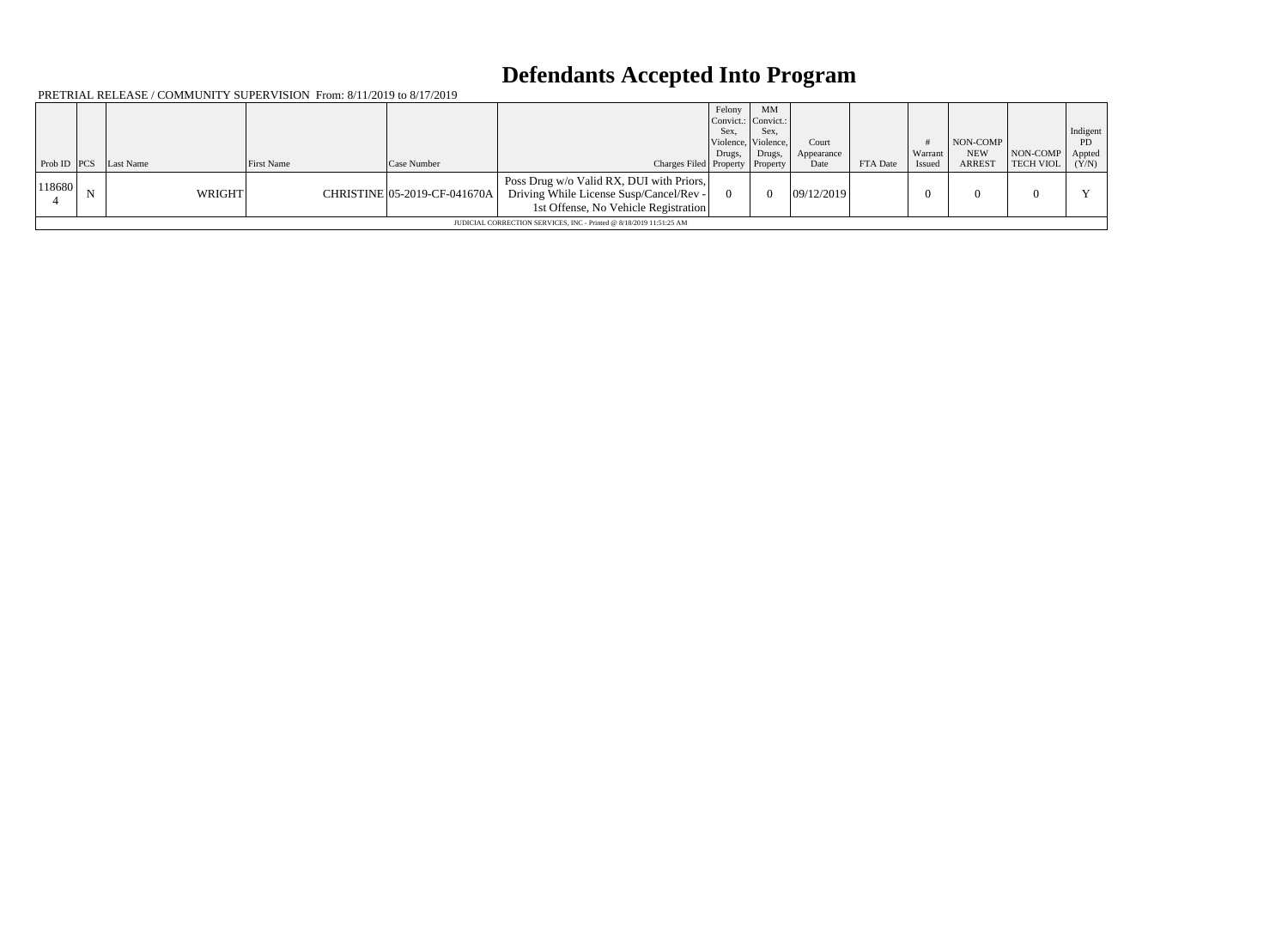# Defendants Accepted Into Program

PRETRIAL RELEASE / COMMUNITY SUPERVISION From: 8/11/2019 to 8/17/2019

| Prob ID | PCS | Last Name | First Name | Case Number | Charges Filed | Felony Convict.: Sex, Violence, Drugs, Property | MM Convict.: Sex, Violence, Drugs, Property | Court Appearance Date | FTA Date | # Warrant Issued | NON-COMP NEW ARREST | NON-COMP TECH VIOL | Indigent PD Appted (Y/N) |
|---|---|---|---|---|---|---|---|---|---|---|---|---|---|
| 1186804 | N | WRIGHT | CHRISTINE | 05-2019-CF-041670A | Poss Drug w/o Valid RX, DUI with Priors, Driving While License Susp/Cancel/Rev - 1st Offense, No Vehicle Registration | 0 | 0 | 09/12/2019 | | 0 | 0 | 0 | Y |

JUDICIAL CORRECTION SERVICES, INC - Printed @ 8/18/2019 11:51:25 AM